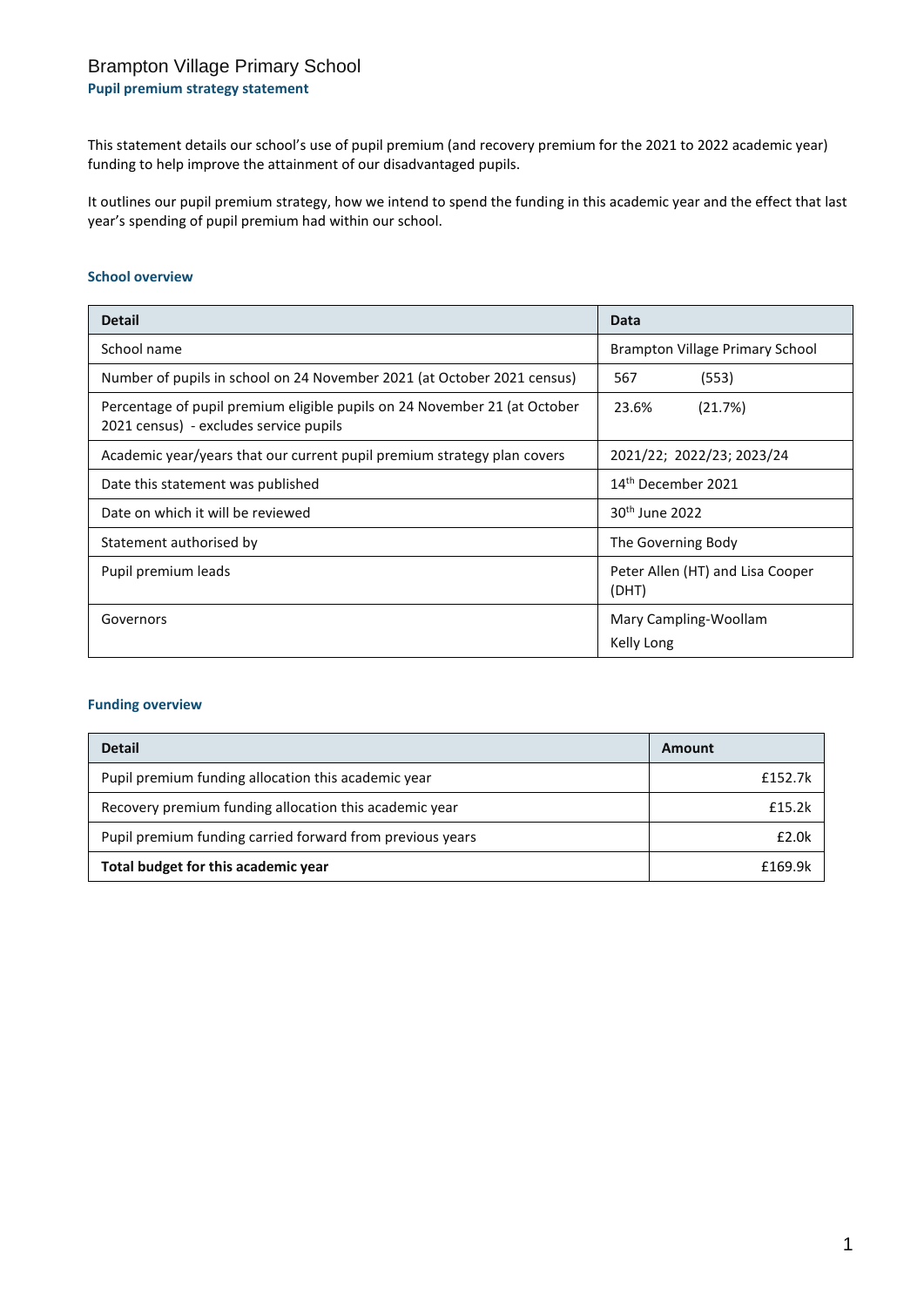# Brampton Village Primary School

## Pupil premium strategy statement

This statement details our school's use of pupil premium (and recovery premium for the 2021 to 2022 academic year) funding to help improve the attainment of our disadvantaged pupils.

It outlines our pupil premium strategy, how we intend to spend the funding in this academic year and the effect that last year's spending of pupil premium had within our school.

### School overview

| Detail | Data |
|---|---|
| School name | Brampton Village Primary School |
| Number of pupils in school on 24 November 2021 (at October 2021 census) | 567 (553) |
| Percentage of pupil premium eligible pupils on 24 November 21 (at October 2021 census) - excludes service pupils | 23.6% (21.7%) |
| Academic year/years that our current pupil premium strategy plan covers | 2021/22; 2022/23; 2023/24 |
| Date this statement was published | 14th December 2021 |
| Date on which it will be reviewed | 30th June 2022 |
| Statement authorised by | The Governing Body |
| Pupil premium leads | Peter Allen (HT) and Lisa Cooper (DHT) |
| Governors | Mary Campling-Woollam<br>Kelly Long |

### Funding overview

| Detail | Amount |
|---|---|
| Pupil premium funding allocation this academic year | £152.7k |
| Recovery premium funding allocation this academic year | £15.2k |
| Pupil premium funding carried forward from previous years | £2.0k |
| **Total budget for this academic year** | £169.9k |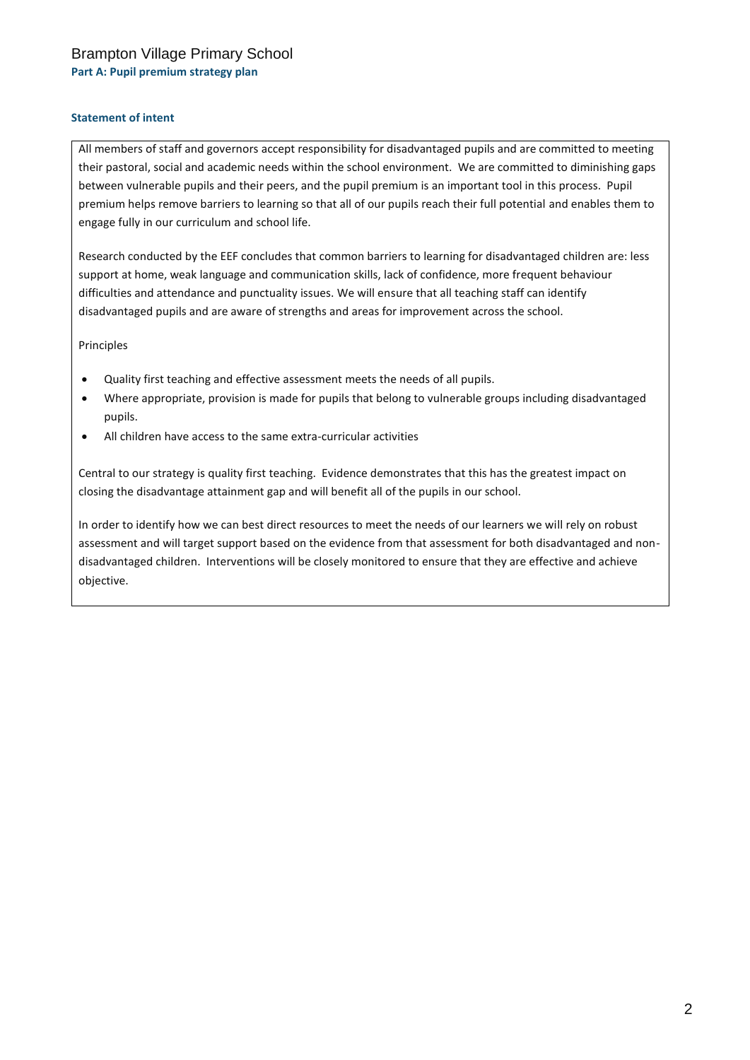# Brampton Village Primary School

## Part A: Pupil premium strategy plan

### Statement of intent

All members of staff and governors accept responsibility for disadvantaged pupils and are committed to meeting their pastoral, social and academic needs within the school environment. We are committed to diminishing gaps between vulnerable pupils and their peers, and the pupil premium is an important tool in this process. Pupil premium helps remove barriers to learning so that all of our pupils reach their full potential and enables them to engage fully in our curriculum and school life.

Research conducted by the EEF concludes that common barriers to learning for disadvantaged children are: less support at home, weak language and communication skills, lack of confidence, more frequent behaviour difficulties and attendance and punctuality issues. We will ensure that all teaching staff can identify disadvantaged pupils and are aware of strengths and areas for improvement across the school.

Principles

- Quality first teaching and effective assessment meets the needs of all pupils.
- Where appropriate, provision is made for pupils that belong to vulnerable groups including disadvantaged pupils.
- All children have access to the same extra-curricular activities

Central to our strategy is quality first teaching. Evidence demonstrates that this has the greatest impact on closing the disadvantage attainment gap and will benefit all of the pupils in our school.

In order to identify how we can best direct resources to meet the needs of our learners we will rely on robust assessment and will target support based on the evidence from that assessment for both disadvantaged and non-disadvantaged children. Interventions will be closely monitored to ensure that they are effective and achieve objective.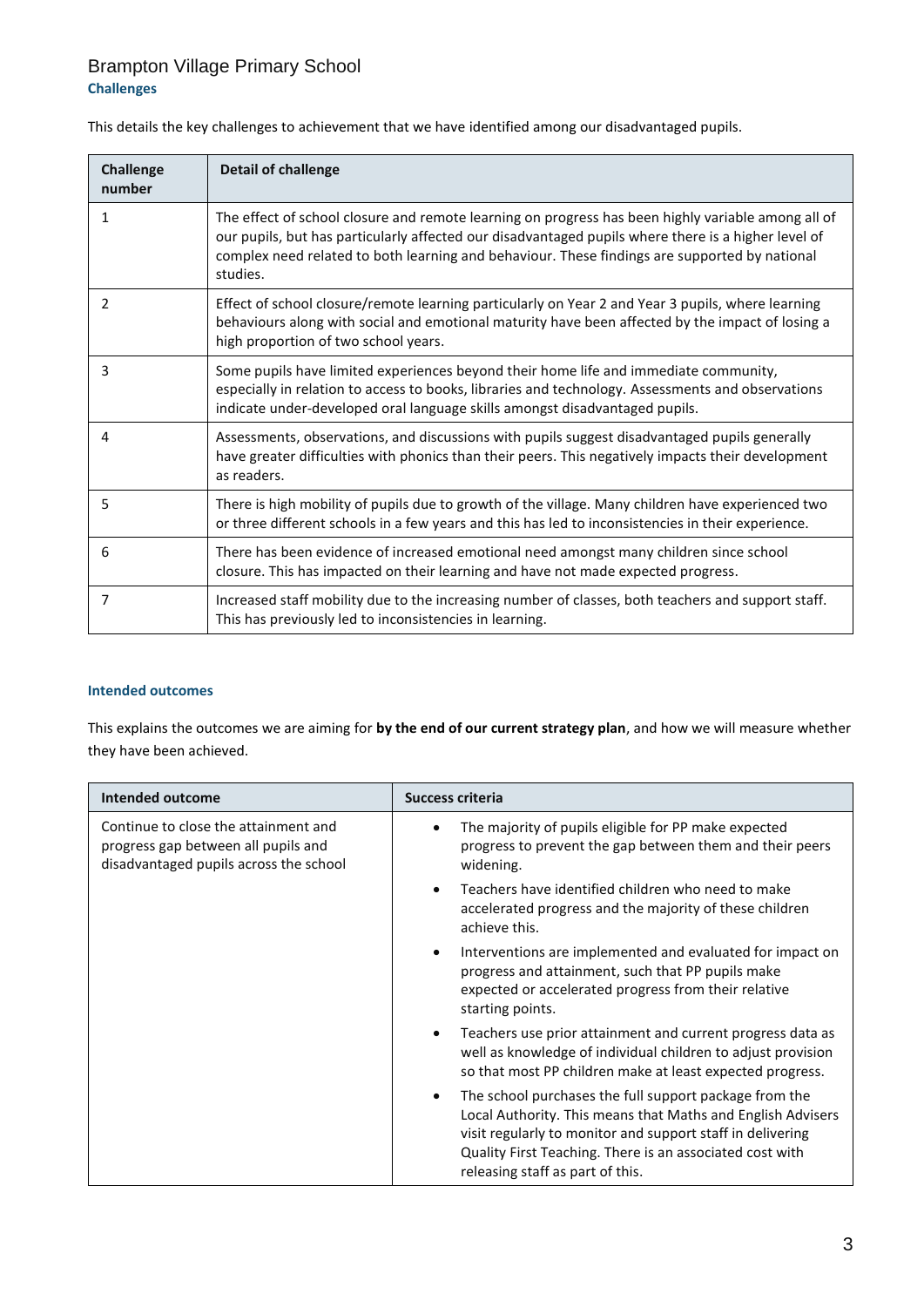Brampton Village Primary School

## Challenges

This details the key challenges to achievement that we have identified among our disadvantaged pupils.

| Challenge number | Detail of challenge |
| --- | --- |
| 1 | The effect of school closure and remote learning on progress has been highly variable among all of our pupils, but has particularly affected our disadvantaged pupils where there is a higher level of complex need related to both learning and behaviour. These findings are supported by national studies. |
| 2 | Effect of school closure/remote learning particularly on Year 2 and Year 3 pupils, where learning behaviours along with social and emotional maturity have been affected by the impact of losing a high proportion of two school years. |
| 3 | Some pupils have limited experiences beyond their home life and immediate community, especially in relation to access to books, libraries and technology. Assessments and observations indicate under-developed oral language skills amongst disadvantaged pupils. |
| 4 | Assessments, observations, and discussions with pupils suggest disadvantaged pupils generally have greater difficulties with phonics than their peers. This negatively impacts their development as readers. |
| 5 | There is high mobility of pupils due to growth of the village. Many children have experienced two or three different schools in a few years and this has led to inconsistencies in their experience. |
| 6 | There has been evidence of increased emotional need amongst many children since school closure. This has impacted on their learning and have not made expected progress. |
| 7 | Increased staff mobility due to the increasing number of classes, both teachers and support staff. This has previously led to inconsistencies in learning. |

## Intended outcomes

This explains the outcomes we are aiming for **by the end of our current strategy plan**, and how we will measure whether they have been achieved.

| Intended outcome | Success criteria |
| --- | --- |
| Continue to close the attainment and progress gap between all pupils and disadvantaged pupils across the school | • The majority of pupils eligible for PP make expected progress to prevent the gap between them and their peers widening.<br>• Teachers have identified children who need to make accelerated progress and the majority of these children achieve this.<br>• Interventions are implemented and evaluated for impact on progress and attainment, such that PP pupils make expected or accelerated progress from their relative starting points.<br>• Teachers use prior attainment and current progress data as well as knowledge of individual children to adjust provision so that most PP children make at least expected progress.<br>• The school purchases the full support package from the Local Authority. This means that Maths and English Advisers visit regularly to monitor and support staff in delivering Quality First Teaching. There is an associated cost with releasing staff as part of this. |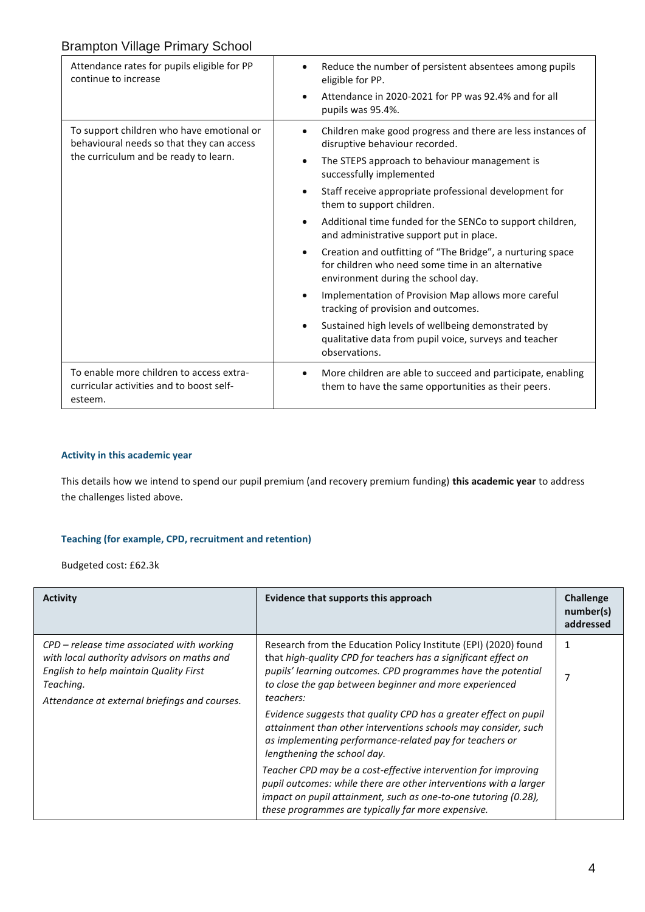| | |
|---|---|
| Attendance rates for pupils eligible for PP continue to increase | • Reduce the number of persistent absentees among pupils eligible for PP.<br>• Attendance in 2020-2021 for PP was 92.4% and for all pupils was 95.4%. |
| To support children who have emotional or behavioural needs so that they can access the curriculum and be ready to learn. | • Children make good progress and there are less instances of disruptive behaviour recorded.<br>• The STEPS approach to behaviour management is successfully implemented<br>• Staff receive appropriate professional development for them to support children.<br>• Additional time funded for the SENCo to support children, and administrative support put in place.<br>• Creation and outfitting of "The Bridge", a nurturing space for children who need some time in an alternative environment during the school day.<br>• Implementation of Provision Map allows more careful tracking of provision and outcomes.<br>• Sustained high levels of wellbeing demonstrated by qualitative data from pupil voice, surveys and teacher observations. |
| To enable more children to access extra-curricular activities and to boost self-esteem. | • More children are able to succeed and participate, enabling them to have the same opportunities as their peers. |

### Activity in this academic year

This details how we intend to spend our pupil premium (and recovery premium funding) **this academic year** to address the challenges listed above.

### Teaching (for example, CPD, recruitment and retention)

Budgeted cost: £62.3k

| Activity | Evidence that supports this approach | Challenge number(s) addressed |
|---|---|---|
| *CPD – release time associated with working with local authority advisors on maths and English to help maintain Quality First Teaching.*<br>*Attendance at external briefings and courses.* | Research from the Education Policy Institute (EPI) (2020) found that *high-quality CPD for teachers has a significant effect on pupils' learning outcomes. CPD programmes have the potential to close the gap between beginner and more experienced teachers:*<br>*Evidence suggests that quality CPD has a greater effect on pupil attainment than other interventions schools may consider, such as implementing performance-related pay for teachers or lengthening the school day.*<br>*Teacher CPD may be a cost-effective intervention for improving pupil outcomes: while there are other interventions with a larger impact on pupil attainment, such as one-to-one tutoring (0.28), these programmes are typically far more expensive.* | 1<br><br>7 |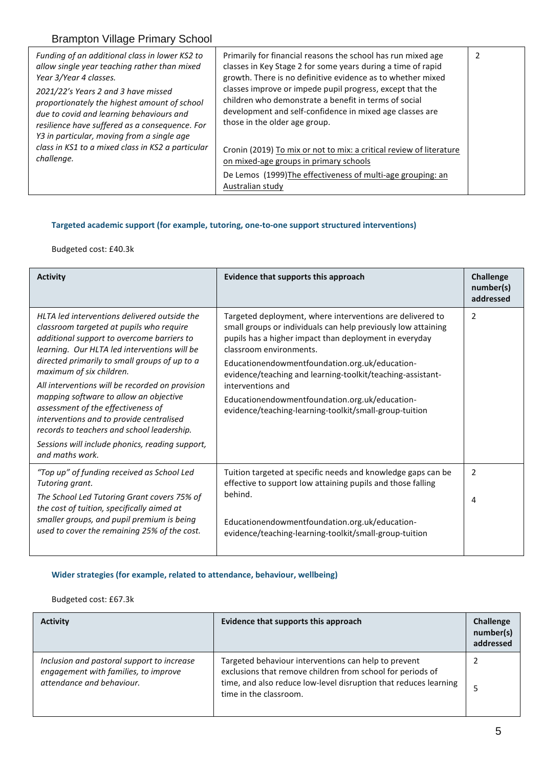| | | |
|---|---|---|
| *Funding of an additional class in lower KS2 to allow single year teaching rather than mixed Year 3/Year 4 classes.*<br>*2021/22's Years 2 and 3 have missed proportionately the highest amount of school due to covid and learning behaviours and resilience have suffered as a consequence. For Y3 in particular, moving from a single age class in KS1 to a mixed class in KS2 a particular challenge.* | Primarily for financial reasons the school has run mixed age classes in Key Stage 2 for some years during a time of rapid growth. There is no definitive evidence as to whether mixed classes improve or impede pupil progress, except that the children who demonstrate a benefit in terms of social development and self-confidence in mixed age classes are those in the older age group.<br><br>Cronin (2019) To mix or not to mix: a critical review of literature on mixed-age groups in primary schools<br>De Lemos (1999)The effectiveness of multi-age grouping: an Australian study | 2 |

### Targeted academic support (for example, tutoring, one-to-one support structured interventions)

Budgeted cost: £40.3k

| Activity | Evidence that supports this approach | Challenge number(s) addressed |
|---|---|---|
| *HLTA led interventions delivered outside the classroom targeted at pupils who require additional support to overcome barriers to learning. Our HLTA led interventions will be directed primarily to small groups of up to a maximum of six children.*<br>*All interventions will be recorded on provision mapping software to allow an objective assessment of the effectiveness of interventions and to provide centralised records to teachers and school leadership.*<br>*Sessions will include phonics, reading support, and maths work.* | Targeted deployment, where interventions are delivered to small groups or individuals can help previously low attaining pupils has a higher impact than deployment in everyday classroom environments.<br>Educationendowmentfoundation.org.uk/education-evidence/teaching and learning-toolkit/teaching-assistant-interventions and<br>Educationendowmentfoundation.org.uk/education-evidence/teaching-learning-toolkit/small-group-tuition | 2 |
| *"Top up" of funding received as School Led Tutoring grant.*<br>*The School Led Tutoring Grant covers 75% of the cost of tuition, specifically aimed at smaller groups, and pupil premium is being used to cover the remaining 25% of the cost.* | Tuition targeted at specific needs and knowledge gaps can be effective to support low attaining pupils and those falling behind.<br><br>Educationendowmentfoundation.org.uk/education-evidence/teaching-learning-toolkit/small-group-tuition | 2<br><br>4 |

### Wider strategies (for example, related to attendance, behaviour, wellbeing)

Budgeted cost: £67.3k

| Activity | Evidence that supports this approach | Challenge number(s) addressed |
|---|---|---|
| *Inclusion and pastoral support to increase engagement with families, to improve attendance and behaviour.* | Targeted behaviour interventions can help to prevent exclusions that remove children from school for periods of time, and also reduce low-level disruption that reduces learning time in the classroom. | 2<br><br>5 |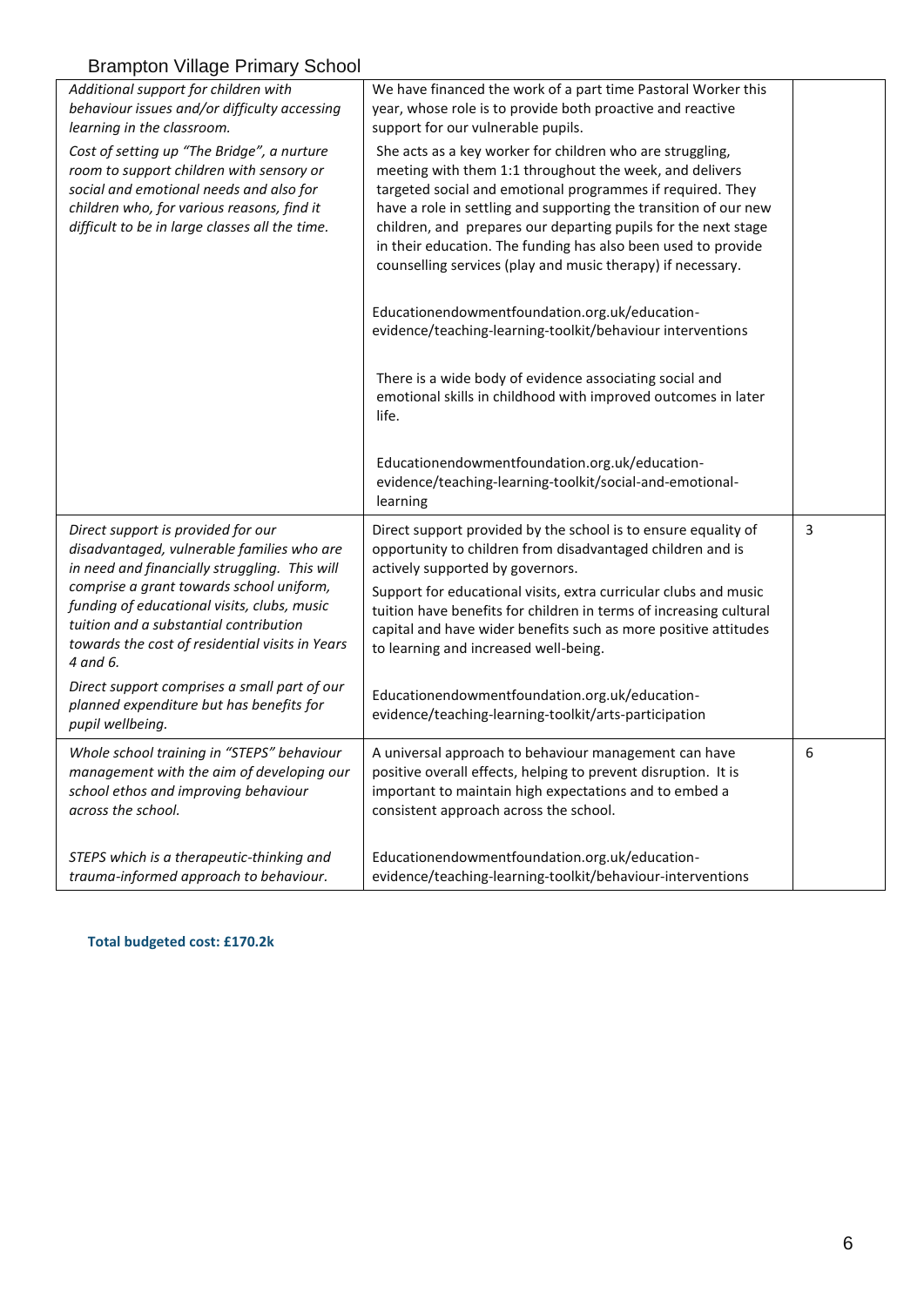Brampton Village Primary School

| | | |
|---|---|---|
| *Additional support for children with behaviour issues and/or difficulty accessing learning in the classroom.*<br><br>*Cost of setting up "The Bridge", a nurture room to support children with sensory or social and emotional needs and also for children who, for various reasons, find it difficult to be in large classes all the time.* | We have financed the work of a part time Pastoral Worker this year, whose role is to provide both proactive and reactive support for our vulnerable pupils.<br><br>She acts as a key worker for children who are struggling, meeting with them 1:1 throughout the week, and delivers targeted social and emotional programmes if required. They have a role in settling and supporting the transition of our new children, and prepares our departing pupils for the next stage in their education. The funding has also been used to provide counselling services (play and music therapy) if necessary.<br><br>Educationendowmentfoundation.org.uk/education-evidence/teaching-learning-toolkit/behaviour interventions<br><br>There is a wide body of evidence associating social and emotional skills in childhood with improved outcomes in later life.<br><br>Educationendowmentfoundation.org.uk/education-evidence/teaching-learning-toolkit/social-and-emotional-learning | |
| *Direct support is provided for our disadvantaged, vulnerable families who are in need and financially struggling. This will comprise a grant towards school uniform, funding of educational visits, clubs, music tuition and a substantial contribution towards the cost of residential visits in Years 4 and 6.*<br><br>*Direct support comprises a small part of our planned expenditure but has benefits for pupil wellbeing.* | Direct support provided by the school is to ensure equality of opportunity to children from disadvantaged children and is actively supported by governors.<br><br>Support for educational visits, extra curricular clubs and music tuition have benefits for children in terms of increasing cultural capital and have wider benefits such as more positive attitudes to learning and increased well-being.<br><br>Educationendowmentfoundation.org.uk/education-evidence/teaching-learning-toolkit/arts-participation | 3 |
| *Whole school training in "STEPS" behaviour management with the aim of developing our school ethos and improving behaviour across the school.*<br><br>*STEPS which is a therapeutic-thinking and trauma-informed approach to behaviour.* | A universal approach to behaviour management can have positive overall effects, helping to prevent disruption. It is important to maintain high expectations and to embed a consistent approach across the school.<br><br>Educationendowmentfoundation.org.uk/education-evidence/teaching-learning-toolkit/behaviour-interventions | 6 |

**Total budgeted cost: £170.2k**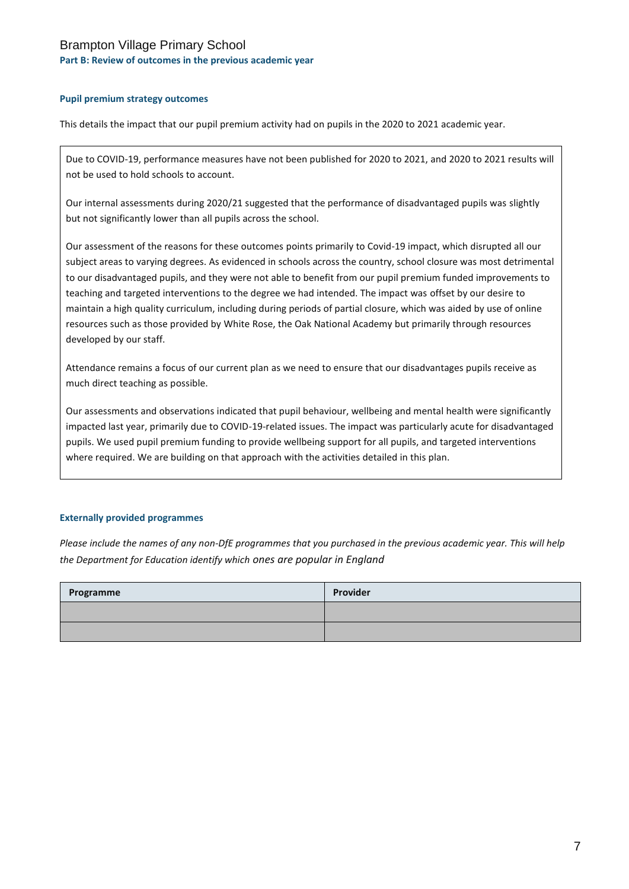Brampton Village Primary School

## Part B: Review of outcomes in the previous academic year

### Pupil premium strategy outcomes

This details the impact that our pupil premium activity had on pupils in the 2020 to 2021 academic year.

Due to COVID-19, performance measures have not been published for 2020 to 2021, and 2020 to 2021 results will not be used to hold schools to account.

Our internal assessments during 2020/21 suggested that the performance of disadvantaged pupils was slightly but not significantly lower than all pupils across the school.

Our assessment of the reasons for these outcomes points primarily to Covid-19 impact, which disrupted all our subject areas to varying degrees. As evidenced in schools across the country, school closure was most detrimental to our disadvantaged pupils, and they were not able to benefit from our pupil premium funded improvements to teaching and targeted interventions to the degree we had intended. The impact was offset by our desire to maintain a high quality curriculum, including during periods of partial closure, which was aided by use of online resources such as those provided by White Rose, the Oak National Academy but primarily through resources developed by our staff.

Attendance remains a focus of our current plan as we need to ensure that our disadvantages pupils receive as much direct teaching as possible.

Our assessments and observations indicated that pupil behaviour, wellbeing and mental health were significantly impacted last year, primarily due to COVID-19-related issues. The impact was particularly acute for disadvantaged pupils. We used pupil premium funding to provide wellbeing support for all pupils, and targeted interventions where required. We are building on that approach with the activities detailed in this plan.

### Externally provided programmes

*Please include the names of any non-DfE programmes that you purchased in the previous academic year. This will help the Department for Education identify which ones are popular in England*

| Programme | Provider |
|---|---|
| | |
| | |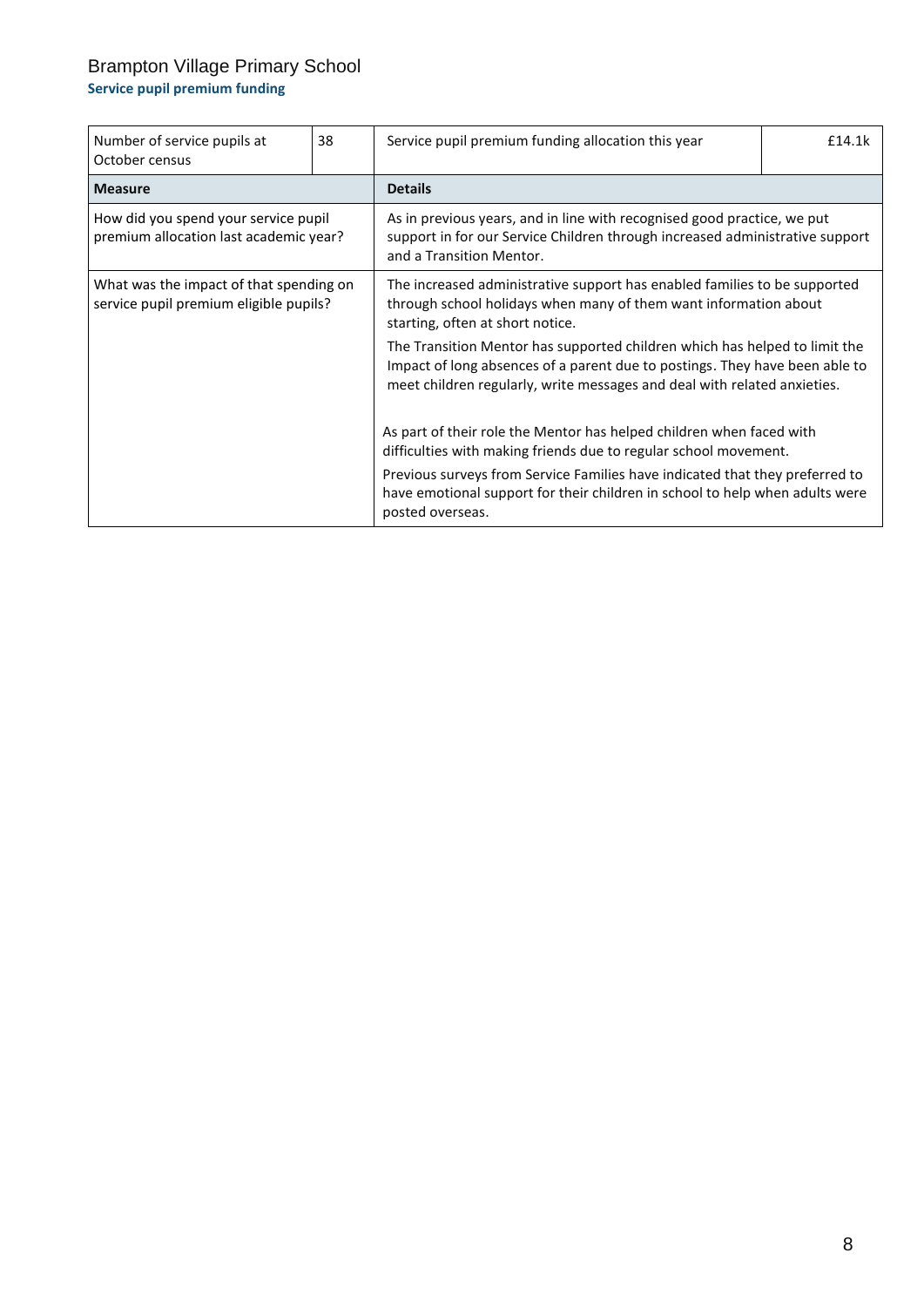# Brampton Village Primary School

## Service pupil premium funding

| Number of service pupils at October census | 38 | Service pupil premium funding allocation this year | £14.1k |
|---|---|---|---|
| **Measure** | | **Details** | |
| How did you spend your service pupil premium allocation last academic year? | | As in previous years, and in line with recognised good practice, we put support in for our Service Children through increased administrative support and a Transition Mentor. | |
| What was the impact of that spending on service pupil premium eligible pupils? | | The increased administrative support has enabled families to be supported through school holidays when many of them want information about starting, often at short notice.<br><br>The Transition Mentor has supported children which has helped to limit the Impact of long absences of a parent due to postings. They have been able to meet children regularly, write messages and deal with related anxieties.<br><br>As part of their role the Mentor has helped children when faced with difficulties with making friends due to regular school movement.<br><br>Previous surveys from Service Families have indicated that they preferred to have emotional support for their children in school to help when adults were posted overseas. | |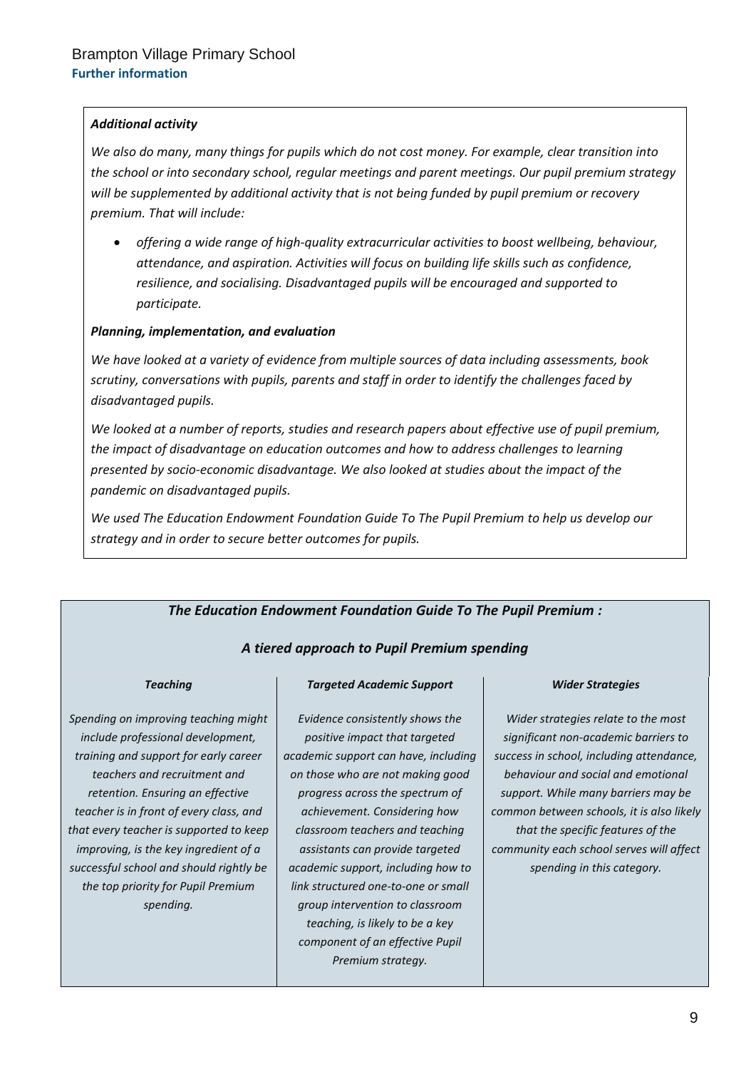Brampton Village Primary School

## Further information

***Additional activity***

*We also do many, many things for pupils which do not cost money. For example, clear transition into the school or into secondary school, regular meetings and parent meetings. Our pupil premium strategy will be supplemented by additional activity that is not being funded by pupil premium or recovery premium. That will include:*

- *offering a wide range of high-quality extracurricular activities to boost wellbeing, behaviour, attendance, and aspiration. Activities will focus on building life skills such as confidence, resilience, and socialising. Disadvantaged pupils will be encouraged and supported to participate.*

***Planning, implementation, and evaluation***

*We have looked at a variety of evidence from multiple sources of data including assessments, book scrutiny, conversations with pupils, parents and staff in order to identify the challenges faced by disadvantaged pupils.*

*We looked at a number of reports, studies and research papers about effective use of pupil premium, the impact of disadvantage on education outcomes and how to address challenges to learning presented by socio-economic disadvantage. We also looked at studies about the impact of the pandemic on disadvantaged pupils.*

*We used The Education Endowment Foundation Guide To The Pupil Premium to help us develop our strategy and in order to secure better outcomes for pupils.*

***The Education Endowment Foundation Guide To The Pupil Premium :***

***A tiered approach to Pupil Premium spending***

| ***Teaching*** | ***Targeted Academic Support*** | ***Wider Strategies*** |
|---|---|---|
| *Spending on improving teaching might include professional development, training and support for early career teachers and recruitment and retention. Ensuring an effective teacher is in front of every class, and that every teacher is supported to keep improving, is the key ingredient of a successful school and should rightly be the top priority for Pupil Premium spending.* | *Evidence consistently shows the positive impact that targeted academic support can have, including on those who are not making good progress across the spectrum of achievement. Considering how classroom teachers and teaching assistants can provide targeted academic support, including how to link structured one-to-one or small group intervention to classroom teaching, is likely to be a key component of an effective Pupil Premium strategy.* | *Wider strategies relate to the most significant non-academic barriers to success in school, including attendance, behaviour and social and emotional support. While many barriers may be common between schools, it is also likely that the specific features of the community each school serves will affect spending in this category.* |